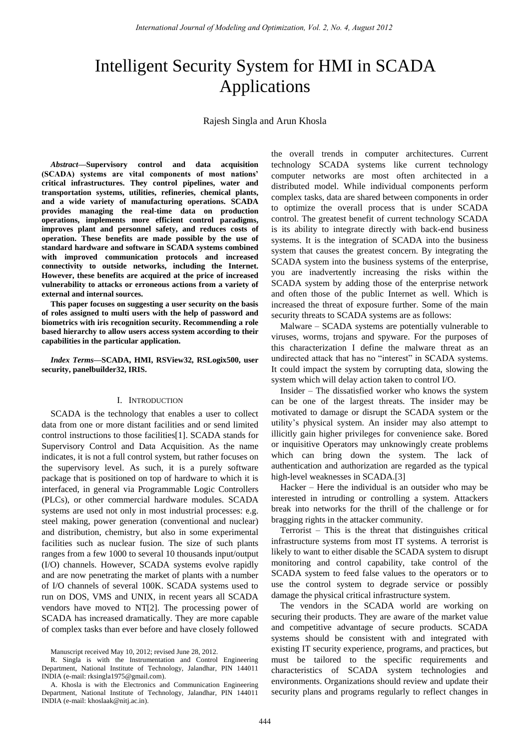# Intelligent Security System for HMI in SCADA Applications

Rajesh Singla and Arun Khosla

***Abstract*—Supervisory control and data acquisition (SCADA) systems are vital components of most nations' critical infrastructures. They control pipelines, water and transportation systems, utilities, refineries, chemical plants, and a wide variety of manufacturing operations. SCADA provides managing the real-time data on production operations, implements more efficient control paradigms, improves plant and personnel safety, and reduces costs of operation. These benefits are made possible by the use of standard hardware and software in SCADA systems combined with improved communication protocols and increased connectivity to outside networks, including the Internet. However, these benefits are acquired at the price of increased vulnerability to attacks or erroneous actions from a variety of external and internal sources.**

**This paper focuses on suggesting a user security on the basis of roles assigned to multi users with the help of password and biometrics with iris recognition security. Recommending a role based hierarchy to allow users access system according to their capabilities in the particular application.**

***Index Terms*—SCADA, HMI, RSView32, RSLogix500, user security, panelbuilder32, IRIS.**

## I. Introduction

SCADA is the technology that enables a user to collect data from one or more distant facilities and or send limited control instructions to those facilities[1]. SCADA stands for Supervisory Control and Data Acquisition. As the name indicates, it is not a full control system, but rather focuses on the supervisory level. As such, it is a purely software package that is positioned on top of hardware to which it is interfaced, in general via Programmable Logic Controllers (PLCs), or other commercial hardware modules. SCADA systems are used not only in most industrial processes: e.g. steel making, power generation (conventional and nuclear) and distribution, chemistry, but also in some experimental facilities such as nuclear fusion. The size of such plants ranges from a few 1000 to several 10 thousands input/output (I/O) channels. However, SCADA systems evolve rapidly and are now penetrating the market of plants with a number of I/O channels of several 100K. SCADA systems used to run on DOS, VMS and UNIX, in recent years all SCADA vendors have moved to NT[2]. The processing power of SCADA has increased dramatically. They are more capable of complex tasks than ever before and have closely followed the overall trends in computer architectures. Current technology SCADA systems like current technology computer networks are most often architected in a distributed model. While individual components perform complex tasks, data are shared between components in order to optimize the overall process that is under SCADA control. The greatest benefit of current technology SCADA is its ability to integrate directly with back-end business systems. It is the integration of SCADA into the business system that causes the greatest concern. By integrating the SCADA system into the business systems of the enterprise, you are inadvertently increasing the risks within the SCADA system by adding those of the enterprise network and often those of the public Internet as well. Which is increased the threat of exposure further. Some of the main security threats to SCADA systems are as follows:

Malware – SCADA systems are potentially vulnerable to viruses, worms, trojans and spyware. For the purposes of this characterization I define the malware threat as an undirected attack that has no "interest" in SCADA systems. It could impact the system by corrupting data, slowing the system which will delay action taken to control I/O.

Insider – The dissatisfied worker who knows the system can be one of the largest threats. The insider may be motivated to damage or disrupt the SCADA system or the utility's physical system. An insider may also attempt to illicitly gain higher privileges for convenience sake. Bored or inquisitive Operators may unknowingly create problems which can bring down the system. The lack of authentication and authorization are regarded as the typical high-level weaknesses in SCADA.[3]

Hacker – Here the individual is an outsider who may be interested in intruding or controlling a system. Attackers break into networks for the thrill of the challenge or for bragging rights in the attacker community.

Terrorist – This is the threat that distinguishes critical infrastructure systems from most IT systems. A terrorist is likely to want to either disable the SCADA system to disrupt monitoring and control capability, take control of the SCADA system to feed false values to the operators or to use the control system to degrade service or possibly damage the physical critical infrastructure system.

The vendors in the SCADA world are working on securing their products. They are aware of the market value and competitive advantage of secure products. SCADA systems should be consistent with and integrated with existing IT security experience, programs, and practices, but must be tailored to the specific requirements and characteristics of SCADA system technologies and environments. Organizations should review and update their security plans and programs regularly to reflect changes in

Manuscript received May 10, 2012; revised June 28, 2012.

R. Singla is with the Instrumentation and Control Engineering Department, National Institute of Technology, Jalandhar, PIN 144011 INDIA (e-mail: rksingla1975@gmail.com).

A. Khosla is with the Electronics and Communication Engineering Department, National Institute of Technology, Jalandhar, PIN 144011 INDIA (e-mail: khoslaak@nitj.ac.in).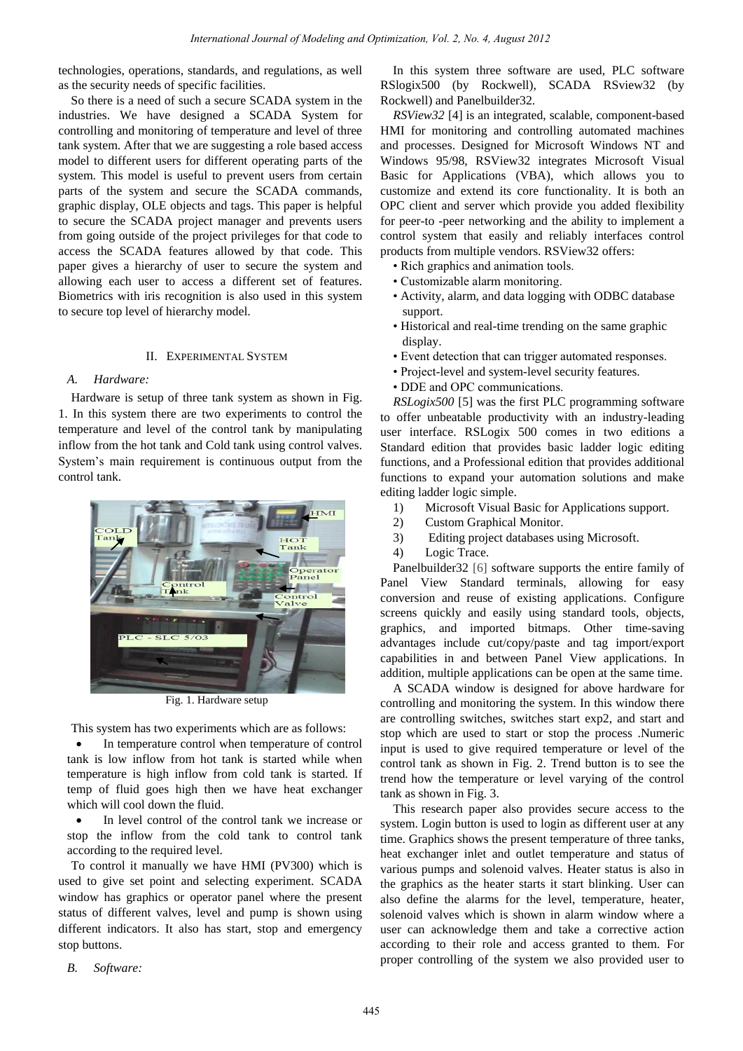technologies, operations, standards, and regulations, as well as the security needs of specific facilities.

So there is a need of such a secure SCADA system in the industries. We have designed a SCADA System for controlling and monitoring of temperature and level of three tank system. After that we are suggesting a role based access model to different users for different operating parts of the system. This model is useful to prevent users from certain parts of the system and secure the SCADA commands, graphic display, OLE objects and tags. This paper is helpful to secure the SCADA project manager and prevents users from going outside of the project privileges for that code to access the SCADA features allowed by that code. This paper gives a hierarchy of user to secure the system and allowing each user to access a different set of features. Biometrics with iris recognition is also used in this system to secure top level of hierarchy model.

## II. Experimental System

### A. Hardware:

Hardware is setup of three tank system as shown in Fig. 1. In this system there are two experiments to control the temperature and level of the control tank by manipulating inflow from the hot tank and Cold tank using control valves. System's main requirement is continuous output from the control tank.

Fig. 1. Hardware setup

This system has two experiments which are as follows:

- In temperature control when temperature of control tank is low inflow from hot tank is started while when temperature is high inflow from cold tank is started. If temp of fluid goes high then we have heat exchanger which will cool down the fluid.
- In level control of the control tank we increase or stop the inflow from the cold tank to control tank according to the required level.

To control it manually we have HMI (PV300) which is used to give set point and selecting experiment. SCADA window has graphics or operator panel where the present status of different valves, level and pump is shown using different indicators. It also has start, stop and emergency stop buttons.

### B. Software:

In this system three software are used, PLC software RSlogix500 (by Rockwell), SCADA RSview32 (by Rockwell) and Panelbuilder32.

*RSView32* [4] is an integrated, scalable, component-based HMI for monitoring and controlling automated machines and processes. Designed for Microsoft Windows NT and Windows 95/98, RSView32 integrates Microsoft Visual Basic for Applications (VBA), which allows you to customize and extend its core functionality. It is both an OPC client and server which provide you added flexibility for peer-to -peer networking and the ability to implement a control system that easily and reliably interfaces control products from multiple vendors. RSView32 offers:

- Rich graphics and animation tools.
- Customizable alarm monitoring.
- Activity, alarm, and data logging with ODBC database support.
- Historical and real-time trending on the same graphic display.
- Event detection that can trigger automated responses.
- Project-level and system-level security features.
- DDE and OPC communications.

*RSLogix500* [5] was the first PLC programming software to offer unbeatable productivity with an industry-leading user interface. RSLogix 500 comes in two editions a Standard edition that provides basic ladder logic editing functions, and a Professional edition that provides additional functions to expand your automation solutions and make editing ladder logic simple.

1) Microsoft Visual Basic for Applications support.
2) Custom Graphical Monitor.
3) Editing project databases using Microsoft.
4) Logic Trace.

Panelbuilder32 [6] software supports the entire family of Panel View Standard terminals, allowing for easy conversion and reuse of existing applications. Configure screens quickly and easily using standard tools, objects, graphics, and imported bitmaps. Other time-saving advantages include cut/copy/paste and tag import/export capabilities in and between Panel View applications. In addition, multiple applications can be open at the same time.

A SCADA window is designed for above hardware for controlling and monitoring the system. In this window there are controlling switches, switches start exp2, and start and stop which are used to start or stop the process .Numeric input is used to give required temperature or level of the control tank as shown in Fig. 2. Trend button is to see the trend how the temperature or level varying of the control tank as shown in Fig. 3.

This research paper also provides secure access to the system. Login button is used to login as different user at any time. Graphics shows the present temperature of three tanks, heat exchanger inlet and outlet temperature and status of various pumps and solenoid valves. Heater status is also in the graphics as the heater starts it start blinking. User can also define the alarms for the level, temperature, heater, solenoid valves which is shown in alarm window where a user can acknowledge them and take a corrective action according to their role and access granted to them. For proper controlling of the system we also provided user to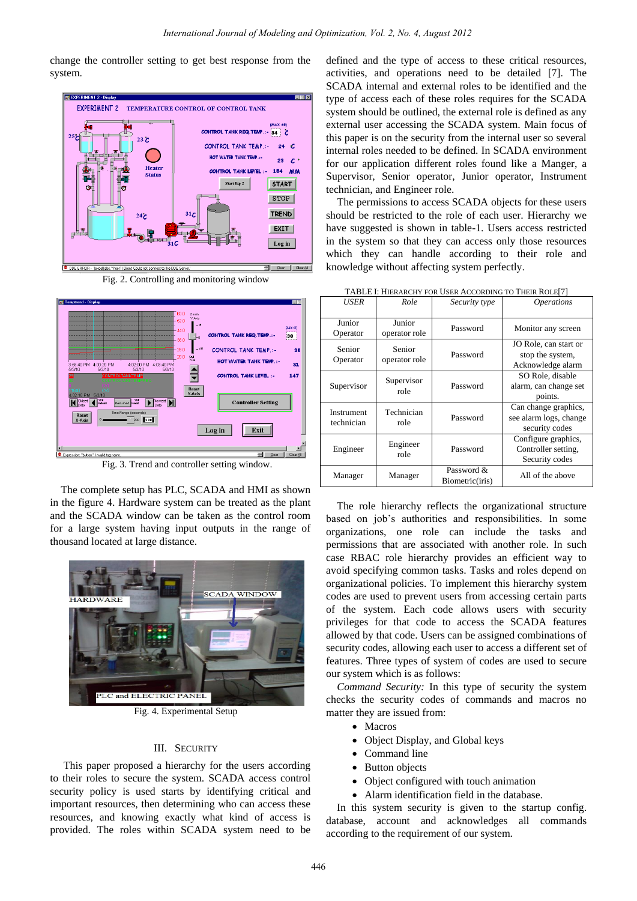change the controller setting to get best response from the system.

Fig. 2. Controlling and monitoring window

Fig. 3. Trend and controller setting window.

The complete setup has PLC, SCADA and HMI as shown in the figure 4. Hardware system can be treated as the plant and the SCADA window can be taken as the control room for a large system having input outputs in the range of thousand located at large distance.

Fig. 4. Experimental Setup

## III. Security

This paper proposed a hierarchy for the users according to their roles to secure the system. SCADA access control security policy is used starts by identifying critical and important resources, then determining who can access these resources, and knowing exactly what kind of access is provided. The roles within SCADA system need to be defined and the type of access to these critical resources, activities, and operations need to be detailed [7]. The SCADA internal and external roles to be identified and the type of access each of these roles requires for the SCADA system should be outlined, the external role is defined as any external user accessing the SCADA system. Main focus of this paper is on the security from the internal user so several internal roles needed to be defined. In SCADA environment for our application different roles found like a Manger, a Supervisor, Senior operator, Junior operator, Instrument technician, and Engineer role.

The permissions to access SCADA objects for these users should be restricted to the role of each user. Hierarchy we have suggested is shown in table-1. Users access restricted in the system so that they can access only those resources which they can handle according to their role and knowledge without affecting system perfectly.

TABLE I: Hierarchy for User According to Their Role[7]

| *USER* | *Role* | *Security type* | *Operations* |
|---|---|---|---|
| Junior Operator | Junior operator role | Password | Monitor any screen |
| Senior Operator | Senior operator role | Password | JO Role, can start or stop the system, Acknowledge alarm |
| Supervisor | Supervisor role | Password | SO Role, disable alarm, can change set points. |
| Instrument technician | Technician role | Password | Can change graphics, see alarm logs, change security codes |
| Engineer | Engineer role | Password | Configure graphics, Controller setting, Security codes |
| Manager | Manager | Password & Biometric(iris) | All of the above |

The role hierarchy reflects the organizational structure based on job's authorities and responsibilities. In some organizations, one role can include the tasks and permissions that are associated with another role. In such case RBAC role hierarchy provides an efficient way to avoid specifying common tasks. Tasks and roles depend on organizational policies. To implement this hierarchy system codes are used to prevent users from accessing certain parts of the system. Each code allows users with security privileges for that code to access the SCADA features allowed by that code. Users can be assigned combinations of security codes, allowing each user to access a different set of features. Three types of system of codes are used to secure our system which is as follows:

*Command Security:* In this type of security the system checks the security codes of commands and macros no matter they are issued from:

- Macros
- Object Display, and Global keys
- Command line
- Button objects
- Object configured with touch animation
- Alarm identification field in the database.

In this system security is given to the startup config. database, account and acknowledges all commands according to the requirement of our system.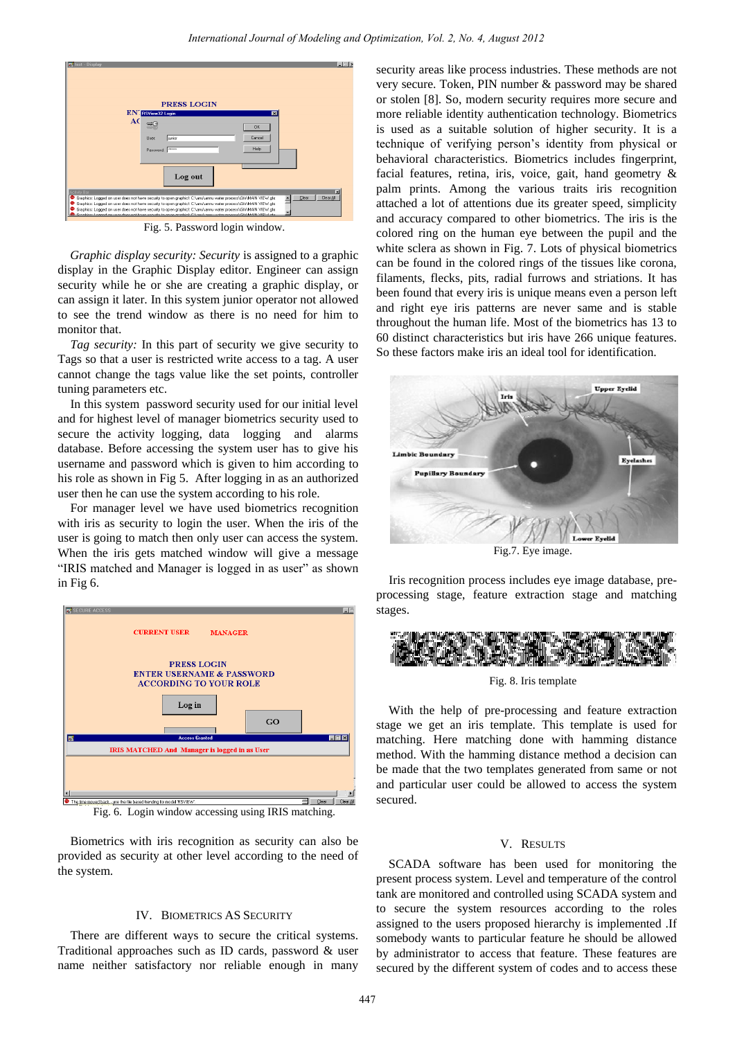Fig. 5. Password login window.

*Graphic display security: Security* is assigned to a graphic display in the Graphic Display editor. Engineer can assign security while he or she are creating a graphic display, or can assign it later. In this system junior operator not allowed to see the trend window as there is no need for him to monitor that.

*Tag security:* In this part of security we give security to Tags so that a user is restricted write access to a tag. A user cannot change the tags value like the set points, controller tuning parameters etc.

In this system password security used for our initial level and for highest level of manager biometrics security used to secure the activity logging, data logging and alarms database. Before accessing the system user has to give his username and password which is given to him according to his role as shown in Fig 5. After logging in as an authorized user then he can use the system according to his role.

For manager level we have used biometrics recognition with iris as security to login the user. When the iris of the user is going to match then only user can access the system. When the iris gets matched window will give a message "IRIS matched and Manager is logged in as user" as shown in Fig 6.

Fig. 6. Login window accessing using IRIS matching.

Biometrics with iris recognition as security can also be provided as security at other level according to the need of the system.

## IV. Biometrics as Security

There are different ways to secure the critical systems. Traditional approaches such as ID cards, password & user name neither satisfactory nor reliable enough in many security areas like process industries. These methods are not very secure. Token, PIN number & password may be shared or stolen [8]. So, modern security requires more secure and more reliable identity authentication technology. Biometrics is used as a suitable solution of higher security. It is a technique of verifying person's identity from physical or behavioral characteristics. Biometrics includes fingerprint, facial features, retina, iris, voice, gait, hand geometry & palm prints. Among the various traits iris recognition attached a lot of attentions due its greater speed, simplicity and accuracy compared to other biometrics. The iris is the colored ring on the human eye between the pupil and the white sclera as shown in Fig. 7. Lots of physical biometrics can be found in the colored rings of the tissues like corona, filaments, flecks, pits, radial furrows and striations. It has been found that every iris is unique means even a person left and right eye iris patterns are never same and is stable throughout the human life. Most of the biometrics has 13 to 60 distinct characteristics but iris have 266 unique features. So these factors make iris an ideal tool for identification.

Fig.7. Eye image.

Iris recognition process includes eye image database, pre-processing stage, feature extraction stage and matching stages.

Fig. 8. Iris template

With the help of pre-processing and feature extraction stage we get an iris template. This template is used for matching. Here matching done with hamming distance method. With the hamming distance method a decision can be made that the two templates generated from same or not and particular user could be allowed to access the system secured.

## V. Results

SCADA software has been used for monitoring the present process system. Level and temperature of the control tank are monitored and controlled using SCADA system and to secure the system resources according to the roles assigned to the users proposed hierarchy is implemented .If somebody wants to particular feature he should be allowed by administrator to access that feature. These features are secured by the different system of codes and to access these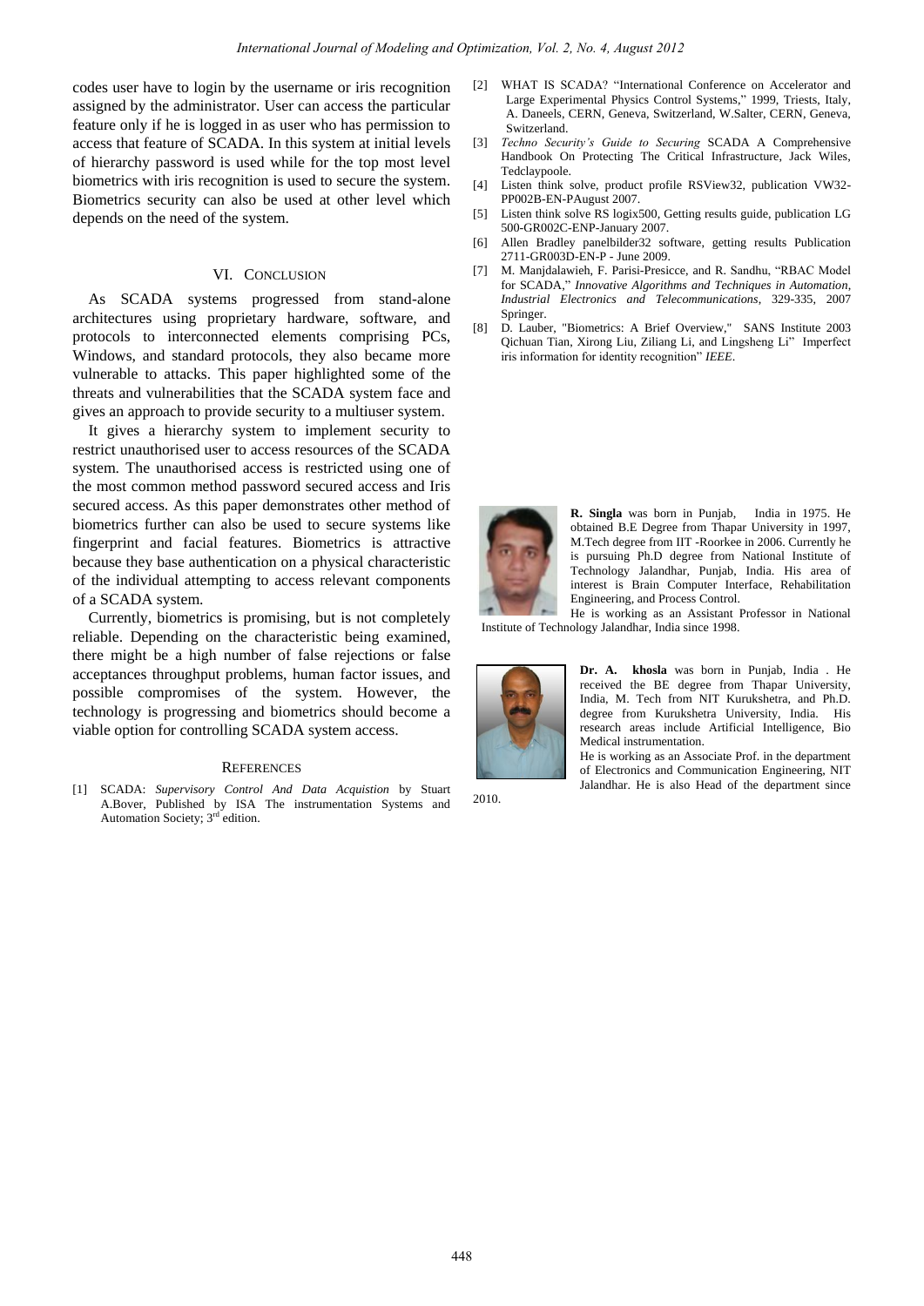codes user have to login by the username or iris recognition assigned by the administrator. User can access the particular feature only if he is logged in as user who has permission to access that feature of SCADA. In this system at initial levels of hierarchy password is used while for the top most level biometrics with iris recognition is used to secure the system. Biometrics security can also be used at other level which depends on the need of the system.

## VI. Conclusion

As SCADA systems progressed from stand-alone architectures using proprietary hardware, software, and protocols to interconnected elements comprising PCs, Windows, and standard protocols, they also became more vulnerable to attacks. This paper highlighted some of the threats and vulnerabilities that the SCADA system face and gives an approach to provide security to a multiuser system.

It gives a hierarchy system to implement security to restrict unauthorised user to access resources of the SCADA system. The unauthorised access is restricted using one of the most common method password secured access and Iris secured access. As this paper demonstrates other method of biometrics further can also be used to secure systems like fingerprint and facial features. Biometrics is attractive because they base authentication on a physical characteristic of the individual attempting to access relevant components of a SCADA system.

Currently, biometrics is promising, but is not completely reliable. Depending on the characteristic being examined, there might be a high number of false rejections or false acceptances throughput problems, human factor issues, and possible compromises of the system. However, the technology is progressing and biometrics should become a viable option for controlling SCADA system access.

## References

[1] SCADA: *Supervisory Control And Data Acquistion* by Stuart A.Bover, Published by ISA The instrumentation Systems and Automation Society; 3rd edition.

[2] WHAT IS SCADA? "International Conference on Accelerator and Large Experimental Physics Control Systems," 1999, Triests, Italy, A. Daneels, CERN, Geneva, Switzerland, W.Salter, CERN, Geneva, Switzerland.

[3] *Techno Security's Guide to Securing* SCADA A Comprehensive Handbook On Protecting The Critical Infrastructure, Jack Wiles, Tedclaypoole.

[4] Listen think solve, product profile RSView32, publication VW32-PP002B-EN-PAugust 2007.

[5] Listen think solve RS logix500, Getting results guide, publication LG 500-GR002C-ENP-January 2007.

[6] Allen Bradley panelbilder32 software, getting results Publication 2711-GR003D-EN-P - June 2009.

[7] M. Manjdalawieh, F. Parisi-Presicce, and R. Sandhu, "RBAC Model for SCADA," *Innovative Algorithms and Techniques in Automation, Industrial Electronics and Telecommunications*, 329-335, 2007 Springer.

[8] D. Lauber, "Biometrics: A Brief Overview," SANS Institute 2003 Qichuan Tian, Xirong Liu, Ziliang Li, and Lingsheng Li" Imperfect iris information for identity recognition" *IEEE*.

**R. Singla** was born in Punjab, India in 1975. He obtained B.E Degree from Thapar University in 1997, M.Tech degree from IIT -Roorkee in 2006. Currently he is pursuing Ph.D degree from National Institute of Technology Jalandhar, Punjab, India. His area of interest is Brain Computer Interface, Rehabilitation Engineering, and Process Control.

He is working as an Assistant Professor in National Institute of Technology Jalandhar, India since 1998.

**Dr. A. khosla** was born in Punjab, India . He received the BE degree from Thapar University, India, M. Tech from NIT Kurukshetra, and Ph.D. degree from Kurukshetra University, India. His research areas include Artificial Intelligence, Bio Medical instrumentation.

He is working as an Associate Prof. in the department of Electronics and Communication Engineering, NIT Jalandhar. He is also Head of the department since 2010.